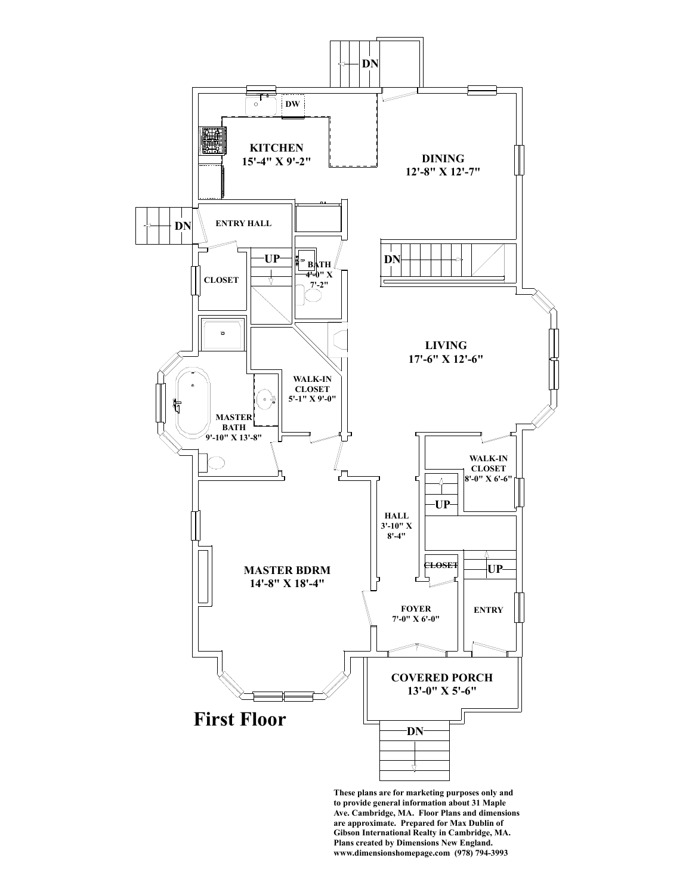KITCHEN
15'-4" X 9'-2"

DW

DN

DINING
12'-8" X 12'-7"

DN

ENTRY HALL

UP

BATH
4'-0" X
7'-2"

DN

CLOSET

LIVING
17'-6" X 12'-6"

WALK-IN
CLOSET
5'-1" X 9'-0"

MASTER
BATH
9'-10" X 13'-8"

WALK-IN
CLOSET
8'-0" X 6'-6"

UP

HALL
3'-10" X
8'-4"

MASTER BDRM
14'-8" X 18'-4"

CLOSET

UP

FOYER
7'-0" X 6'-0"

ENTRY

COVERED PORCH
13'-0" X 5'-6"

DN

# First Floor

**These plans are for marketing purposes only and to provide general information about 31 Maple Ave. Cambridge, MA. Floor Plans and dimensions are approximate. Prepared for Max Dublin of Gibson International Realty in Cambridge, MA. Plans created by Dimensions New England. www.dimensionshomepage.com (978) 794-3993**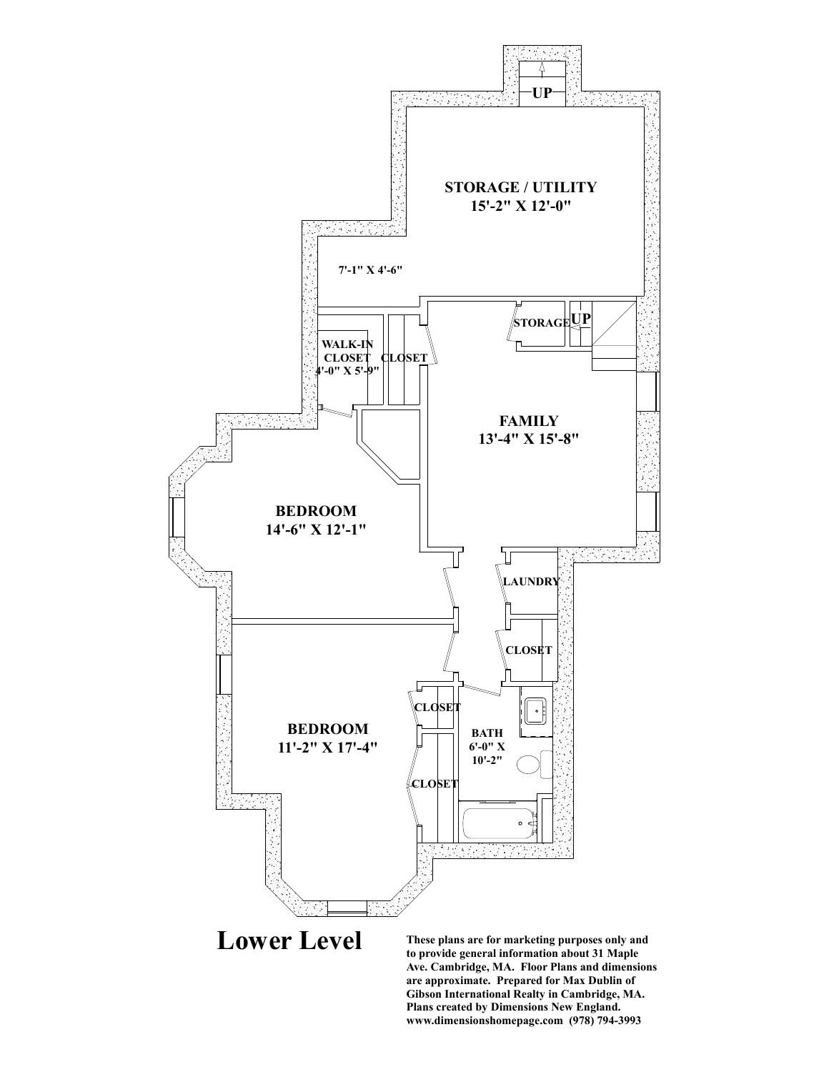STORAGE / UTILITY
15'-2" X 12'-0"

7'-1" X 4'-6"

UP

STORAGE

UP

WALK-IN CLOSET
4'-0" X 5'-9"

CLOSET

FAMILY
13'-4" X 15'-8"

BEDROOM
14'-6" X 12'-1"

LAUNDRY

CLOSET

CLOSET

BATH
6'-0" X 10'-2"

BEDROOM
11'-2" X 17'-4"

CLOSET

# Lower Level

**These plans are for marketing purposes only and to provide general information about 31 Maple Ave. Cambridge, MA. Floor Plans and dimensions are approximate. Prepared for Max Dublin of Gibson International Realty in Cambridge, MA. Plans created by Dimensions New England. www.dimensionshomepage.com (978) 794-3993**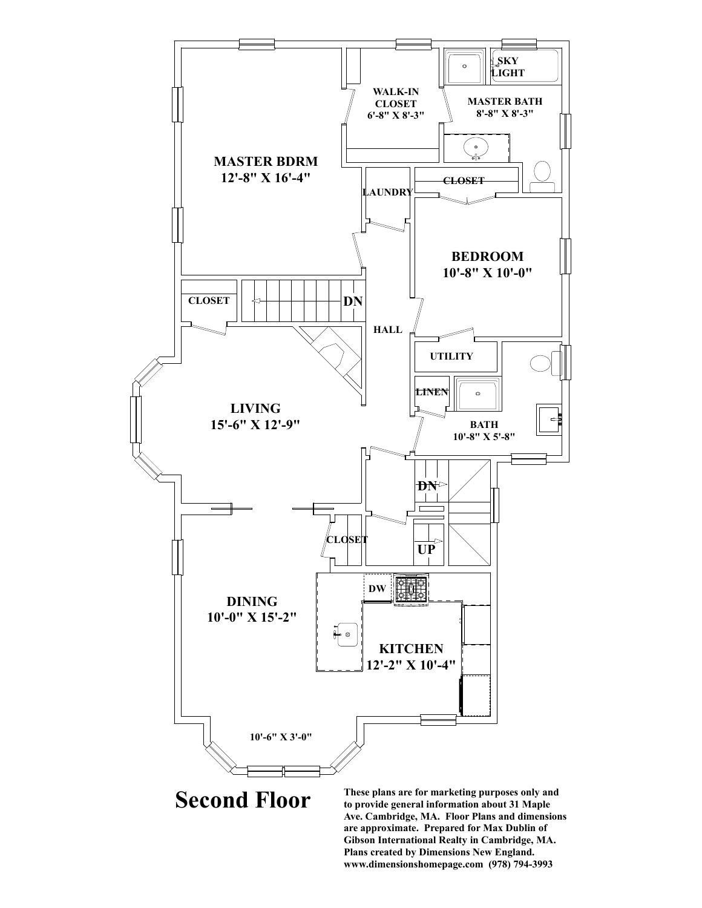# Second Floor

MASTER BDRM
12'-8" X 16'-4"

WALK-IN CLOSET
6'-8" X 8'-3"

SKY LIGHT

MASTER BATH
8'-8" X 8'-3"

LAUNDRY

CLOSET

BEDROOM
10'-8" X 10'-0"

CLOSET

DN

HALL

UTILITY

LINEN

BATH
10'-8" X 5'-8"

LIVING
15'-6" X 12'-9"

DN

CLOSET

UP

DW

DINING
10'-0" X 15'-2"

KITCHEN
12'-2" X 10'-4"

10'-6" X 3'-0"

**These plans are for marketing purposes only and to provide general information about 31 Maple Ave. Cambridge, MA. Floor Plans and dimensions are approximate. Prepared for Max Dublin of Gibson International Realty in Cambridge, MA. Plans created by Dimensions New England. www.dimensionshomepage.com (978) 794-3993**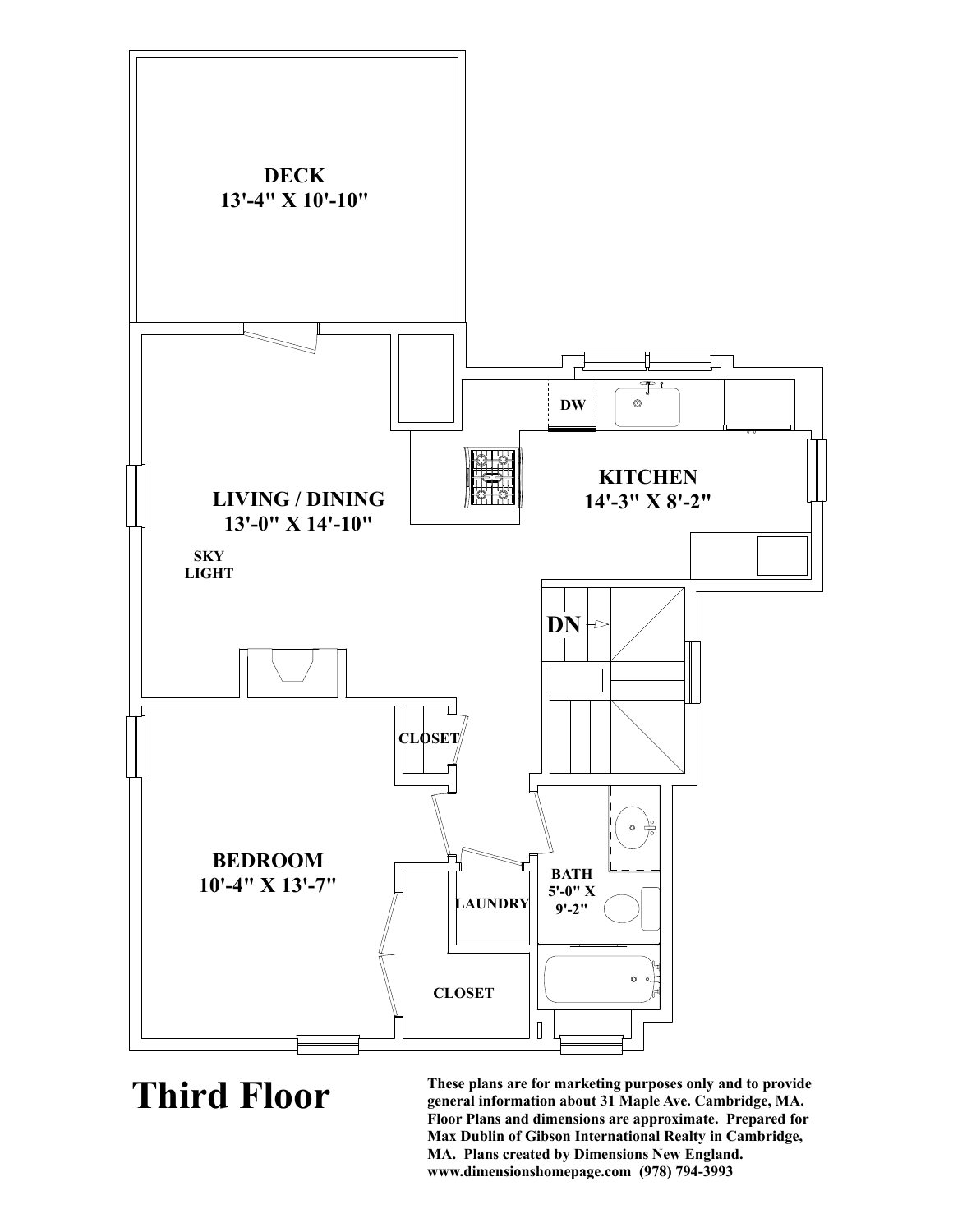DECK
13'-4" X 10'-10"

LIVING / DINING
13'-0" X 14'-10"

SKY LIGHT

DW

KITCHEN
14'-3" X 8'-2"

DN

CLOSET

BEDROOM
10'-4" X 13'-7"

LAUNDRY

BATH
5'-0" X
9'-2"

CLOSET

# Third Floor

**These plans are for marketing purposes only and to provide general information about 31 Maple Ave. Cambridge, MA. Floor Plans and dimensions are approximate. Prepared for Max Dublin of Gibson International Realty in Cambridge, MA. Plans created by Dimensions New England. www.dimensionshomepage.com (978) 794-3993**